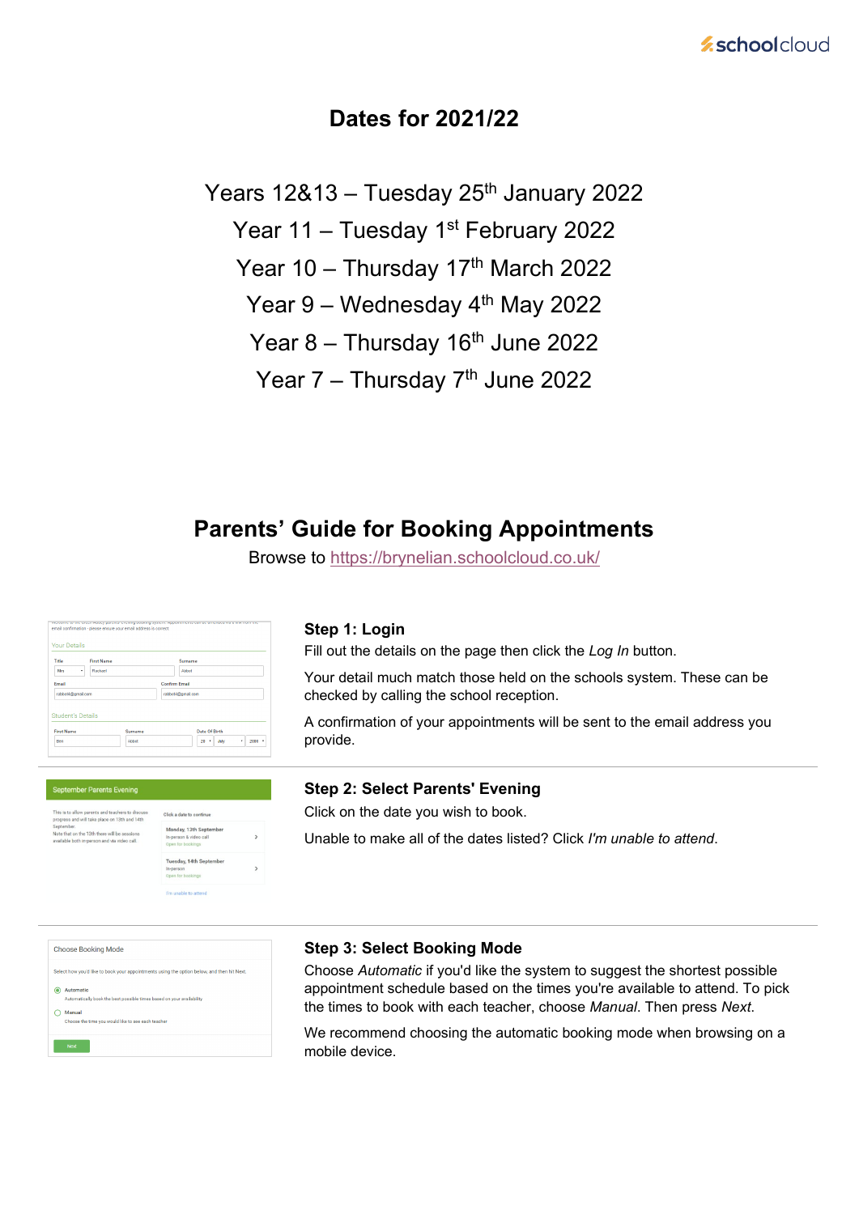## Dates for 2021/22

Years 12&13 – Tuesday 25th January 2022

Year 11 – Tuesday 1st February 2022

Year 10 – Thursday 17th March 2022

Year 9 – Wednesday 4th May 2022

Year 8 – Thursday 16th June 2022

Year 7 – Thursday 7th June 2022

## Parents' Guide for Booking Appointments

Browse to https://brynelian.schoolcloud.co.uk/

### Step 1: Login

Fill out the details on the page then click the *Log In* button.

Your detail much match those held on the schools system. These can be checked by calling the school reception.

A confirmation of your appointments will be sent to the email address you provide.

### Step 2: Select Parents' Evening

Click on the date you wish to book.

Unable to make all of the dates listed? Click *I'm unable to attend*.

### Step 3: Select Booking Mode

Choose *Automatic* if you'd like the system to suggest the shortest possible appointment schedule based on the times you're available to attend. To pick the times to book with each teacher, choose *Manual*. Then press *Next*.

We recommend choosing the automatic booking mode when browsing on a mobile device.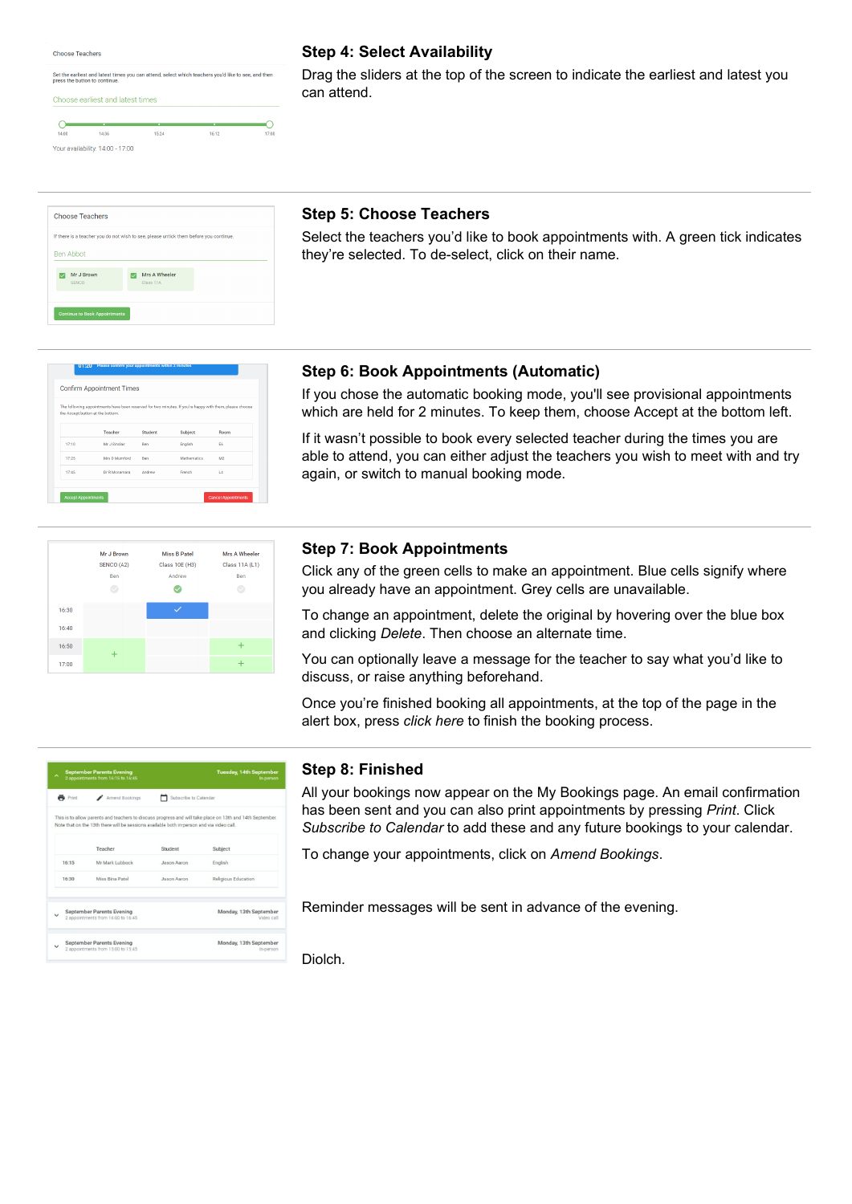## Step 4: Select Availability

Drag the sliders at the top of the screen to indicate the earliest and latest you can attend.

## Step 5: Choose Teachers

Select the teachers you'd like to book appointments with. A green tick indicates they're selected. To de-select, click on their name.

## Step 6: Book Appointments (Automatic)

If you chose the automatic booking mode, you'll see provisional appointments which are held for 2 minutes. To keep them, choose Accept at the bottom left.

If it wasn't possible to book every selected teacher during the times you are able to attend, you can either adjust the teachers you wish to meet with and try again, or switch to manual booking mode.

## Step 7: Book Appointments

Click any of the green cells to make an appointment. Blue cells signify where you already have an appointment. Grey cells are unavailable.

To change an appointment, delete the original by hovering over the blue box and clicking *Delete*. Then choose an alternate time.

You can optionally leave a message for the teacher to say what you'd like to discuss, or raise anything beforehand.

Once you're finished booking all appointments, at the top of the page in the alert box, press *click here* to finish the booking process.

## Step 8: Finished

All your bookings now appear on the My Bookings page. An email confirmation has been sent and you can also print appointments by pressing *Print*. Click *Subscribe to Calendar* to add these and any future bookings to your calendar.

To change your appointments, click on *Amend Bookings*.

Reminder messages will be sent in advance of the evening.

Diolch.